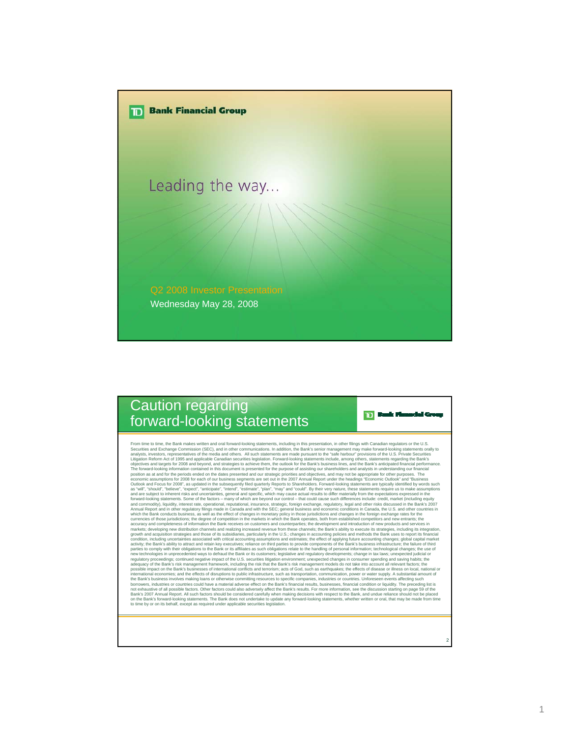**TD Bank Financial Group**

# Leading the way…

Q2 2008 Investor Presentation

Wednesday May 28, 2008

## Caution regarding forward-looking statements

**TD Bank Financial Group**

From time to time, the Bank makes written and oral forward-looking statements, including in this presentation, in other filings with Canadian regulators or the U.S. Securities and Exchange Commission (SEC), and in other communications. In addition, the Bank's senior management may make forward-looking statements orally to analysts, investors, representatives of the media and others. All such statements are made pursuant to the "safe harbour" provisions of the U.S. Private Securities Litigation Reform Act of 1995 and applicable Canadian securities legislation. Forward-looking statements include, among others, statements regarding the Bank's objectives and targets for 2008 and beyond, and strategies to achieve them, the outlook for the Bank's business lines, and the Bank's anticipated financial performance. The forward-looking information contained in this document is presented for the purpose of assisting our shareholders and analysts in understanding our financial position as at and for the periods ended on the dates presented and our strategic priorities and objectives, and may not be appropriate for other purposes. The economic assumptions for 2008 for each of our business segments are set out in the 2007 Annual Report under the headings "Economic Outlook" and "Business Outlook and Focus for 2008", as updated in the subsequently filed quarterly Reports to Shareholders. Forward-looking statements are typically identified by words such as "will", "should", "believe", "expect", "anticipate", "intend", "estimate", "plan", "may" and "could". By their very nature, these statements require us to make assumptions and are subject to inherent risks and uncertainties, general and specific, which may cause actual results to differ materially from the expectations expressed in the forward-looking statements. Some of the factors – many of which are beyond our control – that could cause such differences include: credit, market (including equity and commodity), liquidity, interest rate, operational, reputational, insurance, strategic, foreign exchange, regulatory, legal and other risks discussed in the Bank's 2007 Annual Report and in other regulatory filings made in Canada and with the SEC; general business and economic conditions in Canada, the U.S. and other countries in which the Bank conducts business, as well as the effect of changes in monetary policy in those jurisdictions and changes in the foreign exchange rates for the currencies of those jurisdictions; the degree of competition in the markets in which the Bank operates, both from established competitors and new entrants; the accuracy and completeness of information the Bank receives on customers and counterparties; the development and introduction of new products and services in markets; developing new distribution channels and realizing increased revenue from these channels; the Bank's ability to execute its strategies, including its integration, growth and acquisition strategies and those of its subsidiaries, particularly in the U.S.; changes in accounting policies and methods the Bank uses to report its financial condition, including uncertainties associated with critical accounting assumptions and estimates; the effect of applying future accounting changes; global capital market activity; the Bank's ability to attract and retain key executives; reliance on third parties to provide components of the Bank's business infrastructure; the failure of third parties to comply with their obligations to the Bank or its affiliates as such obligations relate to the handling of personal information; technological changes; the use of new technologies in unprecedented ways to defraud the Bank or its customers; legislative and regulatory developments; change in tax laws; unexpected judicial or regulatory proceedings; continued negative impact of the U.S. securities litigation environment; unexpected changes in consumer spending and saving habits; the adequacy of the Bank's risk management framework, including the risk that the Bank's risk management models do not take into account all relevant factors; the possible impact on the Bank's businesses of international conflicts and terrorism; acts of God, such as earthquakes; the effects of disease or illness on local, national or international economies; and the effects of disruptions to public infrastructure, such as transportation, communication, power or water supply. A substantial amount of the Bank's business involves making loans or otherwise committing resources to specific companies, industries or countries. Unforeseen events affecting such borrowers, industries or countries could have a material adverse effect on the Bank's financial results, businesses, financial condition or liquidity. The preceding list is not exhaustive of all possible factors. Other factors could also adversely affect the Bank's results. For more information, see the discussion starting on page 59 of the Bank's 2007 Annual Report. All such factors should be considered carefully when making decisions with respect to the Bank, and undue reliance should not be placed on the Bank's forward-looking statements. The Bank does not undertake to update any forward-looking statements, whether written or oral, that may be made from time to time by or on its behalf, except as required under applicable securities legislation.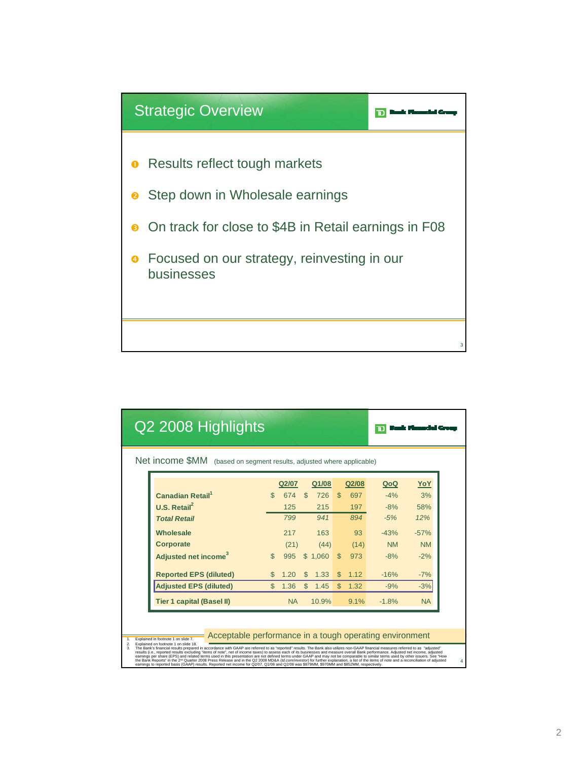## Strategic Overview

TD Bank Financial Group

1. Results reflect tough markets
2. Step down in Wholesale earnings
3. On track for close to $4B in Retail earnings in F08
4. Focused on our strategy, reinvesting in our businesses

## Q2 2008 Highlights

TD Bank Financial Group

Net income $MM (based on segment results, adjusted where applicable)

| | Q2/07 | Q1/08 | Q2/08 | QoQ | YoY |
|---|---|---|---|---|---|
| **Canadian Retail**[1] | $ 674 | $ 726 | $ 697 | -4% | 3% |
| **U.S. Retail**[2] | 125 | 215 | 197 | -8% | 58% |
| ***Total Retail*** | *799* | *941* | *894* | *-5%* | *12%* |
| **Wholesale** | 217 | 163 | 93 | -43% | -57% |
| **Corporate** | (21) | (44) | (14) | NM | NM |
| **Adjusted net income**[3] | $ 995 | $ 1,060 | $ 973 | -8% | -2% |
| **Reported EPS (diluted)** | $ 1.20 | $ 1.33 | $ 1.12 | -16% | -7% |
| **Adjusted EPS (diluted)** | $ 1.36 | $ 1.45 | $ 1.32 | -9% | -3% |
| **Tier 1 capital (Basel II)** | NA | 10.9% | 9.1% | -1.8% | NA |

Acceptable performance in a tough operating environment

1. Explained in footnote 1 on slide 7.
2. Explained on footnote 1 on slide 18.
3. The Bank's financial results prepared in accordance with GAAP are referred to as "reported" results. The Bank also utilizes non-GAAP financial measures referred to as "adjusted" results (i.e., reported results excluding "items of note", net of income taxes) to assess each of its businesses and measure overall Bank performance. Adjusted net income, adjusted earnings per share (EPS) and related terms used in this presentation are not defined terms under GAAP and may not be comparable to similar terms used by other issuers. See "How the Bank Reports" in the 2nd Quarter 2008 Press Release and in the Q2 2008 MD&A (td.com/investor) for further explanation, a list of the items of note and a reconciliation of adjusted earnings to reported basis (GAAP) results. Reported net income for Q2/07, Q1/08 and Q2/08 was $879MM, $970MM and $852MM, respectively.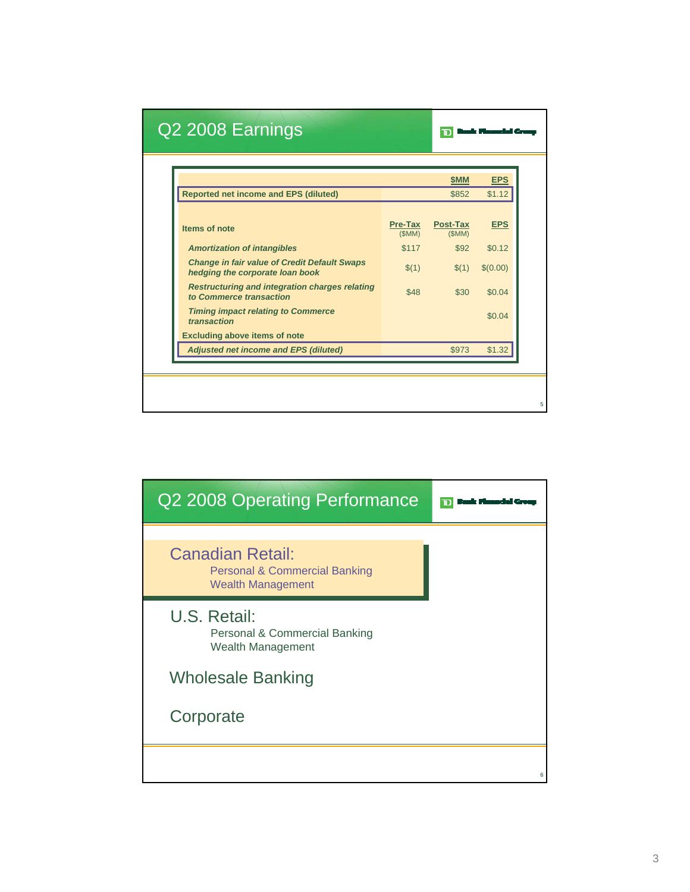## Q2 2008 Earnings

TD Bank Financial Group

| | | $MM | EPS |
|---|---|---|---|
| **Reported net income and EPS (diluted)** | | $852 | $1.12 |

| **Items of note** | Pre-Tax ($MM) | Post-Tax ($MM) | EPS |
|---|---|---|---|
| ***Amortization of intangibles*** | $117 | $92 | $0.12 |
| ***Change in fair value of Credit Default Swaps hedging the corporate loan book*** | $(1) | $(1) | $(0.00) |
| ***Restructuring and integration charges relating to Commerce transaction*** | $48 | $30 | $0.04 |
| ***Timing impact relating to Commerce transaction*** | | | $0.04 |
| **Excluding above items of note** | | | |
| ***Adjusted net income and EPS (diluted)*** | | $973 | $1.32 |

## Q2 2008 Operating Performance

TD Bank Financial Group

- Canadian Retail:
  - Personal & Commercial Banking
  - Wealth Management
- U.S. Retail:
  - Personal & Commercial Banking
  - Wealth Management
- Wholesale Banking
- Corporate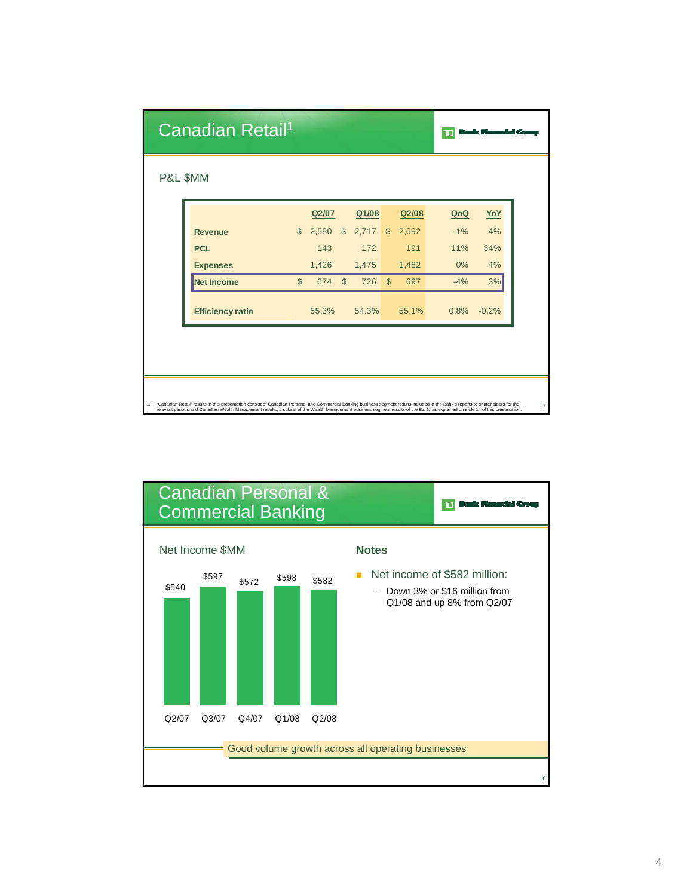## Canadian Retail[1]

TD Bank Financial Group

P&L $MM

| | Q2/07 | Q1/08 | Q2/08 | QoQ | YoY |
|---|---|---|---|---|---|
| **Revenue** | $ 2,580 | $ 2,717 | $ 2,692 | -1% | 4% |
| **PCL** | 143 | 172 | 191 | 11% | 34% |
| **Expenses** | 1,426 | 1,475 | 1,482 | 0% | 4% |
| **Net Income** | $ 674 | $ 726 | $ 697 | -4% | 3% |
| **Efficiency ratio** | 55.3% | 54.3% | 55.1% | 0.8% | -0.2% |

1. "Canadian Retail" results in this presentation consist of Canadian Personal and Commercial Banking business segment results included in the Bank's reports to shareholders for the relevant periods and Canadian Wealth Management results, a subset of the Wealth Management business segment results of the Bank, as explained on slide 14 of this presentation.

## Canadian Personal & Commercial Banking

TD Bank Financial Group

Net Income $MM

| Q2/07 | Q3/07 | Q4/07 | Q1/08 | Q2/08 |
|---|---|---|---|---|
| $540 | $597 | $572 | $598 | $582 |

### Notes

- Net income of $582 million:
  - Down 3% or $16 million from Q1/08 and up 8% from Q2/07

Good volume growth across all operating businesses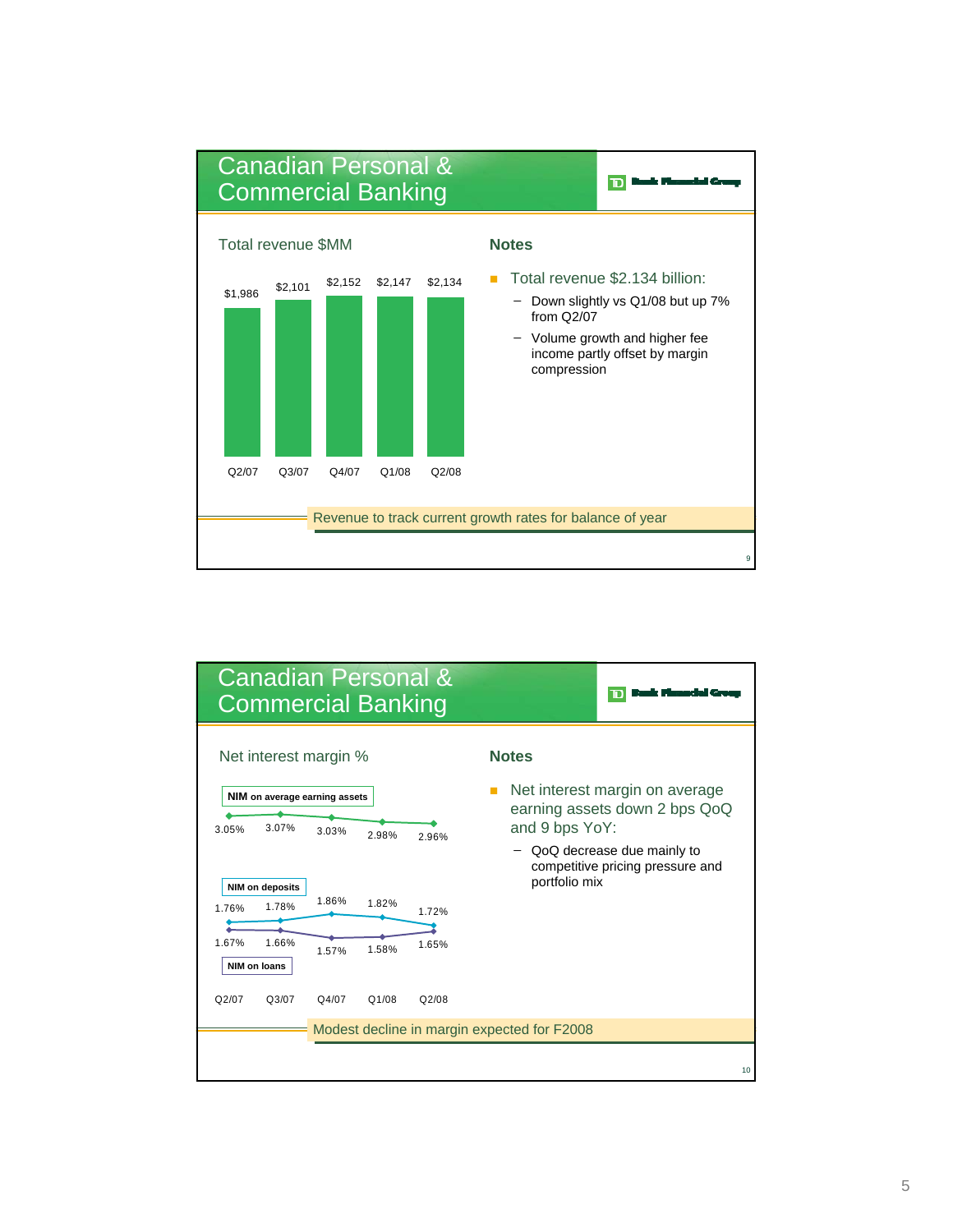## Canadian Personal & Commercial Banking

TD Bank Financial Group

### Total revenue $MM

| Q2/07 | Q3/07 | Q4/07 | Q1/08 | Q2/08 |
|---|---|---|---|---|
| $1,986 | $2,101 | $2,152 | $2,147 | $2,134 |

### Notes

- Total revenue $2.134 billion:
  - Down slightly vs Q1/08 but up 7% from Q2/07
  - Volume growth and higher fee income partly offset by margin compression

Revenue to track current growth rates for balance of year

## Canadian Personal & Commercial Banking

TD Bank Financial Group

### Net interest margin %

| | Q2/07 | Q3/07 | Q4/07 | Q1/08 | Q2/08 |
|---|---|---|---|---|---|
| NIM on average earning assets | 3.05% | 3.07% | 3.03% | 2.98% | 2.96% |
| NIM on deposits | 1.76% | 1.78% | 1.86% | 1.82% | 1.72% |
| NIM on loans | 1.67% | 1.66% | 1.57% | 1.58% | 1.65% |

### Notes

- Net interest margin on average earning assets down 2 bps QoQ and 9 bps YoY:
  - QoQ decrease due mainly to competitive pricing pressure and portfolio mix

Modest decline in margin expected for F2008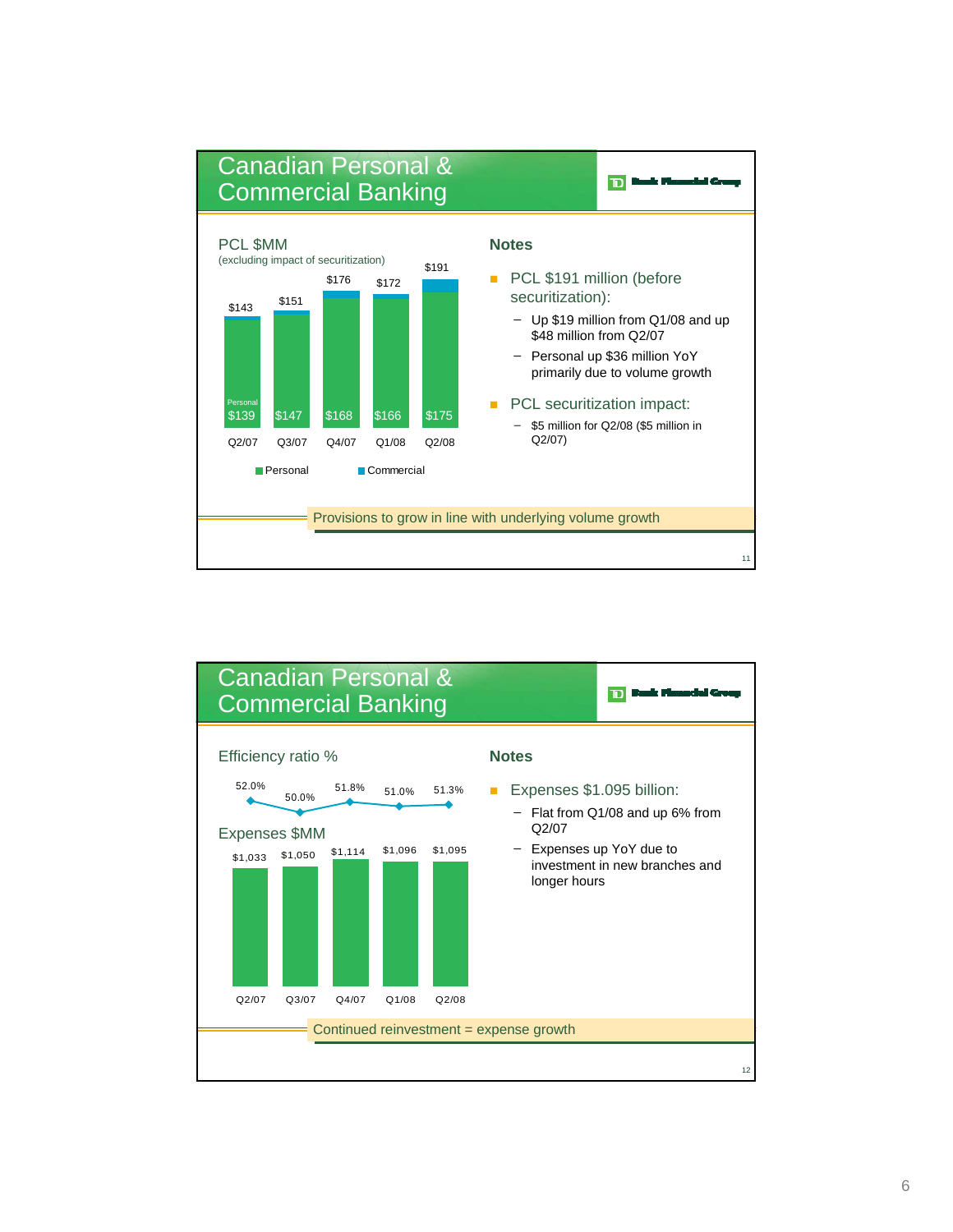## Canadian Personal & Commercial Banking

TD Bank Financial Group

### PCL $MM
(excluding impact of securitization)

| | Q2/07 | Q3/07 | Q4/07 | Q1/08 | Q2/08 |
|---|---|---|---|---|---|
| Personal | $139 | $147 | $168 | $166 | $175 |
| Total | $143 | $151 | $176 | $172 | $191 |

Personal ■ Commercial

### Notes

- PCL $191 million (before securitization):
  - Up $19 million from Q1/08 and up $48 million from Q2/07
  - Personal up $36 million YoY primarily due to volume growth
- PCL securitization impact:
  - $5 million for Q2/08 ($5 million in Q2/07)

Provisions to grow in line with underlying volume growth

## Canadian Personal & Commercial Banking

TD Bank Financial Group

### Efficiency ratio % / Expenses $MM

| | Q2/07 | Q3/07 | Q4/07 | Q1/08 | Q2/08 |
|---|---|---|---|---|---|
| Efficiency ratio % | 52.0% | 50.0% | 51.8% | 51.0% | 51.3% |
| Expenses $MM | $1,033 | $1,050 | $1,114 | $1,096 | $1,095 |

### Notes

- Expenses $1.095 billion:
  - Flat from Q1/08 and up 6% from Q2/07
  - Expenses up YoY due to investment in new branches and longer hours

Continued reinvestment = expense growth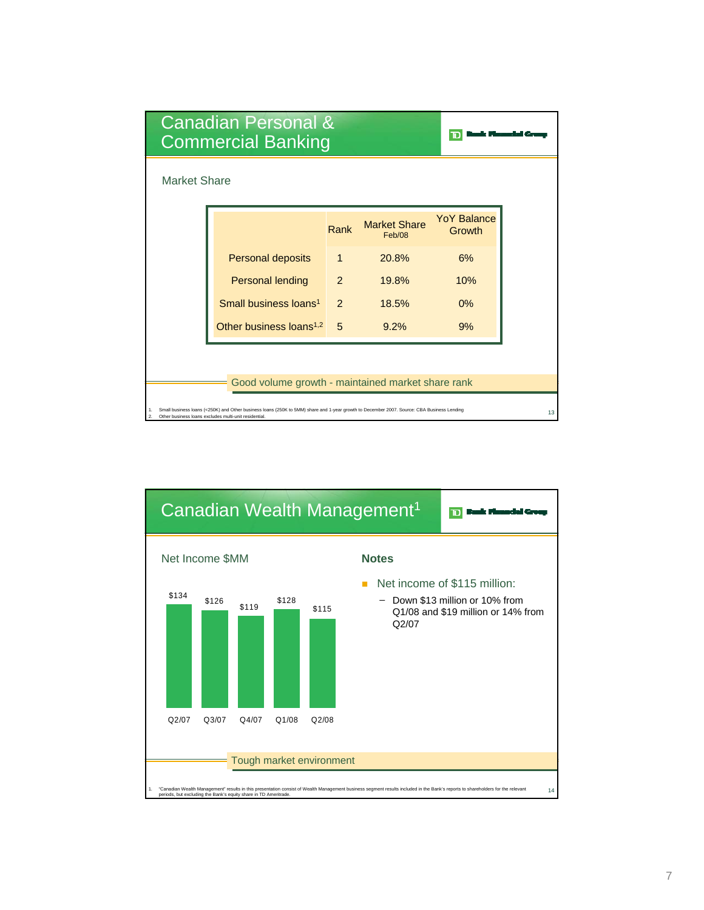## Canadian Personal & Commercial Banking

### Market Share

| | Rank | Market Share Feb/08 | YoY Balance Growth |
|---|---|---|---|
| Personal deposits | 1 | 20.8% | 6% |
| Personal lending | 2 | 19.8% | 10% |
| Small business loans[1] | 2 | 18.5% | 0% |
| Other business loans[1,2] | 5 | 9.2% | 9% |

Good volume growth - maintained market share rank

1. Small business loans (<250K) and Other business loans (250K to 5MM) share and 1-year growth to December 2007. Source: CBA Business Lending
2. Other business loans excludes multi-unit residential.

## Canadian Wealth Management[1]

### Net Income $MM

| Q2/07 | Q3/07 | Q4/07 | Q1/08 | Q2/08 |
|---|---|---|---|---|
| $134 | $126 | $119 | $128 | $115 |

### Notes

- Net income of $115 million:
  - Down $13 million or 10% from Q1/08 and $19 million or 14% from Q2/07

Tough market environment

1. "Canadian Wealth Management" results in this presentation consist of Wealth Management business segment results included in the Bank's reports to shareholders for the relevant periods, but excluding the Bank's equity share in TD Ameritrade.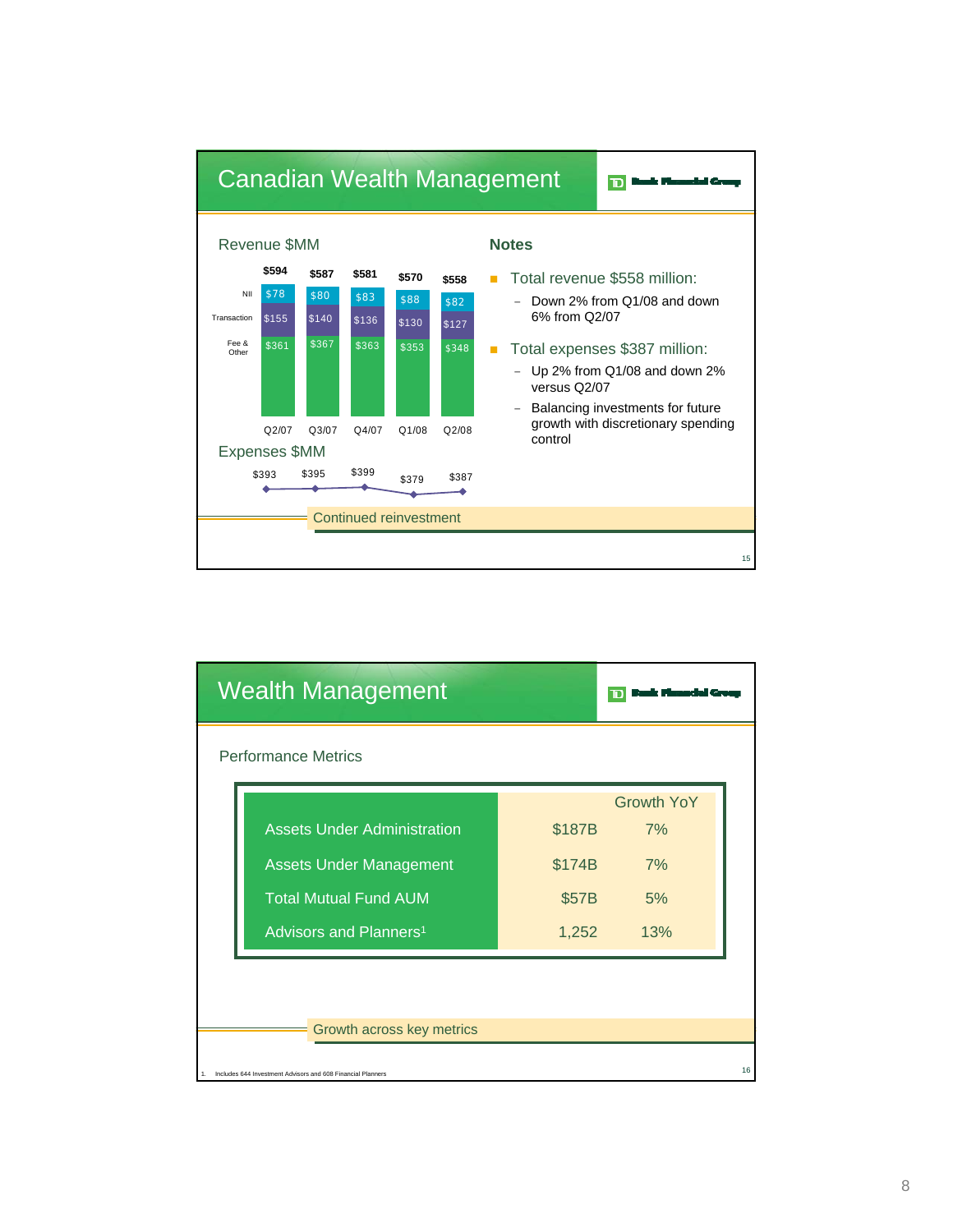# Canadian Wealth Management

## Revenue $MM

| | Q2/07 | Q3/07 | Q4/07 | Q1/08 | Q2/08 |
|---|---|---|---|---|---|
| NII | $78 | $80 | $83 | $88 | $82 |
| Transaction | $155 | $140 | $136 | $130 | $127 |
| Fee & Other | $361 | $367 | $363 | $353 | $348 |
| **Total** | **$594** | **$587** | **$581** | **$570** | **$558** |

## Expenses $MM

| Q2/07 | Q3/07 | Q4/07 | Q1/08 | Q2/08 |
|---|---|---|---|---|
| $393 | $395 | $399 | $379 | $387 |

## Notes

- Total revenue $558 million:
  - Down 2% from Q1/08 and down 6% from Q2/07
- Total expenses $387 million:
  - Up 2% from Q1/08 and down 2% versus Q2/07
  - Balancing investments for future growth with discretionary spending control

Continued reinvestment

# Wealth Management

## Performance Metrics

| | | Growth YoY |
|---|---|---|
| Assets Under Administration | $187B | 7% |
| Assets Under Management | $174B | 7% |
| Total Mutual Fund AUM | $57B | 5% |
| Advisors and Planners[1] | 1,252 | 13% |

Growth across key metrics

1. Includes 644 Investment Advisors and 608 Financial Planners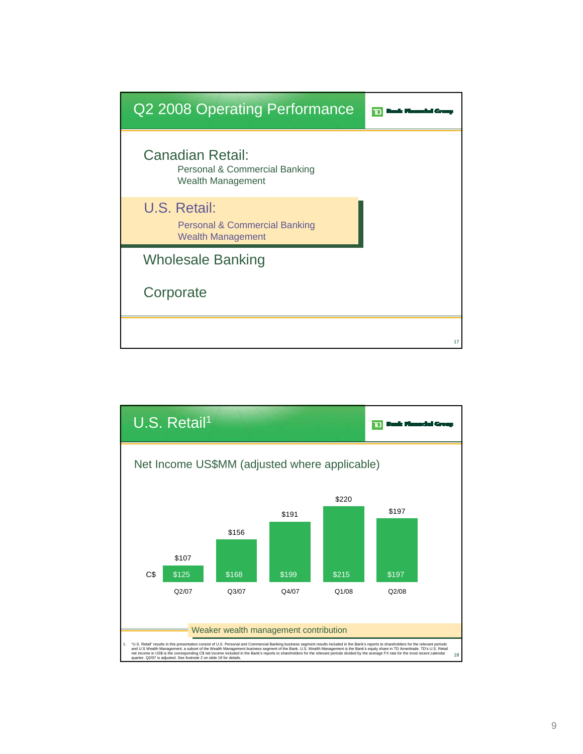## Q2 2008 Operating Performance

TD Bank Financial Group

### Canadian Retail:

- Personal & Commercial Banking
- Wealth Management

### U.S. Retail:

- Personal & Commercial Banking
- Wealth Management

### Wholesale Banking

### Corporate

17

## U.S. Retail[1]

TD Bank Financial Group

### Net Income US$MM (adjusted where applicable)

| | Q2/07 | Q3/07 | Q4/07 | Q1/08 | Q2/08 |
|---|---|---|---|---|---|
| US$ | $107 | $156 | $191 | $220 | $197 |
| C$ | $125 | $168 | $199 | $215 | $197 |

Weaker wealth management contribution

1. "U.S. Retail" results in this presentation consist of U.S. Personal and Commercial Banking business segment results included in the Bank's reports to shareholders for the relevant periods and U.S Wealth Management, a subset of the Wealth Management business segment of the Bank. U.S. Wealth Management is the Bank's equity share in TD Ameritrade. TD's U.S. Retail net income in US$ is the corresponding C$ net income included in the Bank's reports to shareholders for the relevant periods divided by the average FX rate for the most recent calendar quarter. Q2/07 is adjusted. See footnote 2 on slide 19 for details.

18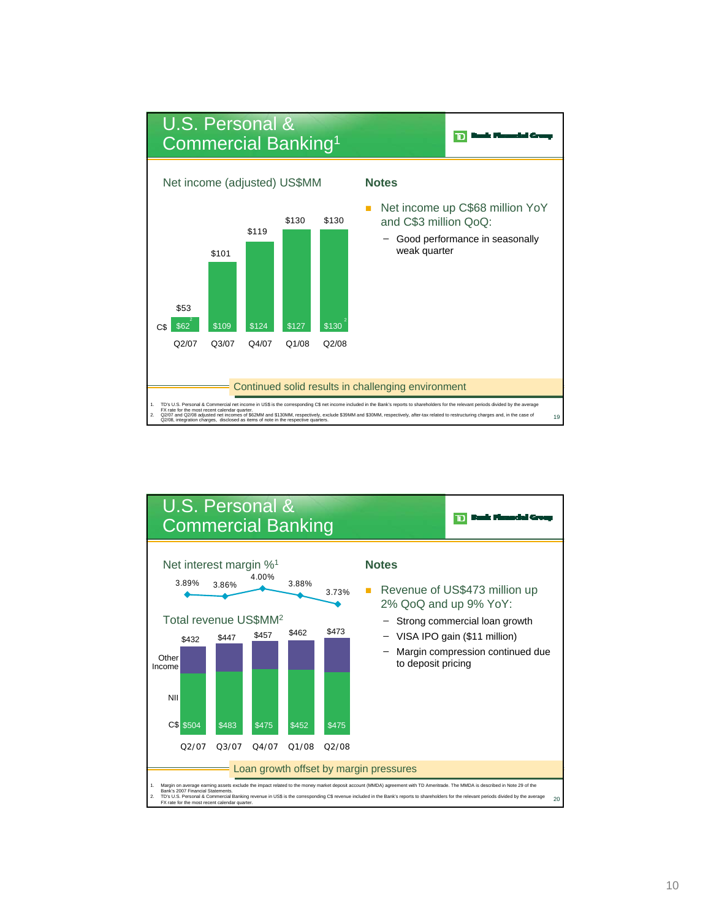## U.S. Personal & Commercial Banking[1]

TD Bank Financial Group

### Net income (adjusted) US$MM

| | Q2/07 | Q3/07 | Q4/07 | Q1/08 | Q2/08 |
|---|---|---|---|---|---|
| US$ | $53 | $101 | $119 | $130 | $130 |
| C$ | $62[2] | $109 | $124 | $127 | $130[2] |

### Notes

- Net income up C$68 million YoY and C$3 million QoQ:
  - Good performance in seasonally weak quarter

**Continued solid results in challenging environment**

1. TD's U.S. Personal & Commercial net income in US$ is the corresponding C$ net income included in the Bank's reports to shareholders for the relevant periods divided by the average FX rate for the most recent calendar quarter.
2. Q2/07 and Q2/08 adjusted net incomes of $62MM and $130MM, respectively, exclude $39MM and $30MM, respectively, after-tax related to restructuring charges and, in the case of Q2/08, integration charges, disclosed as items of note in the respective quarters.

---

## U.S. Personal & Commercial Banking

TD Bank Financial Group

### Net interest margin %[1]

| Q2/07 | Q3/07 | Q4/07 | Q1/08 | Q2/08 |
|---|---|---|---|---|
| 3.89% | 3.86% | 4.00% | 3.88% | 3.73% |

### Total revenue US$MM[2]

(Other Income / NII)

| | Q2/07 | Q3/07 | Q4/07 | Q1/08 | Q2/08 |
|---|---|---|---|---|---|
| US$ | $432 | $447 | $457 | $462 | $473 |
| C$ | $504 | $483 | $475 | $452 | $475 |

### Notes

- Revenue of US$473 million up 2% QoQ and up 9% YoY:
  - Strong commercial loan growth
  - VISA IPO gain ($11 million)
  - Margin compression continued due to deposit pricing

**Loan growth offset by margin pressures**

1. Margin on average earning assets exclude the impact related to the money market deposit account (MMDA) agreement with TD Ameritrade. The MMDA is described in Note 29 of the Bank's 2007 Financial Statements.
2. TD's U.S. Personal & Commercial Banking revenue in US$ is the corresponding C$ revenue included in the Bank's reports to shareholders for the relevant periods divided by the average FX rate for the most recent calendar quarter.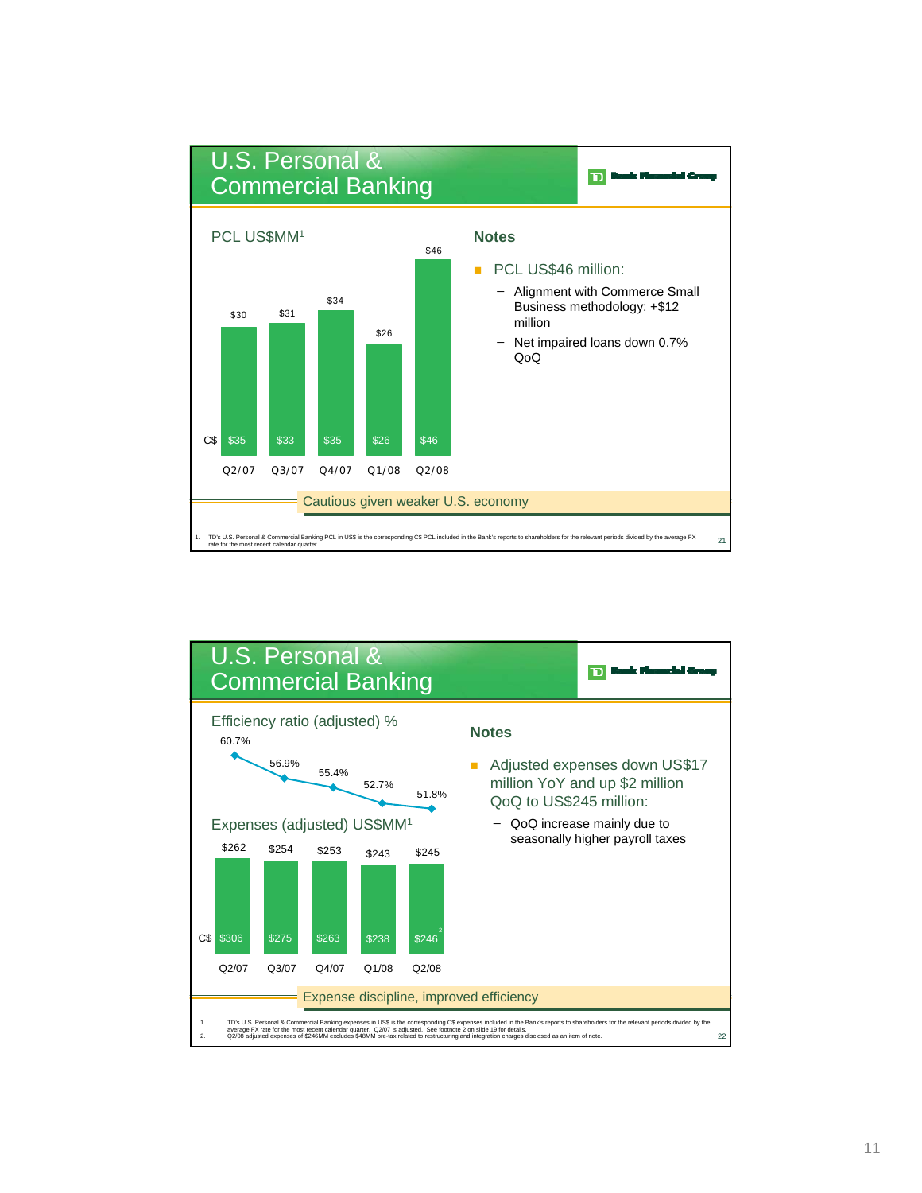## U.S. Personal & Commercial Banking

TD Bank Financial Group

**PCL US$MM[1]**

| | Q2/07 | Q3/07 | Q4/07 | Q1/08 | Q2/08 |
|---|---|---|---|---|---|
| US$ | $30 | $31 | $34 | $26 | $46 |
| C$ | $35 | $33 | $35 | $26 | $46 |

**Notes**

- PCL US$46 million:
  - Alignment with Commerce Small Business methodology: +$12 million
  - Net impaired loans down 0.7% QoQ

Cautious given weaker U.S. economy

1. TD's U.S. Personal & Commercial Banking PCL in US$ is the corresponding C$ PCL included in the Bank's reports to shareholders for the relevant periods divided by the average FX rate for the most recent calendar quarter.

## U.S. Personal & Commercial Banking

TD Bank Financial Group

**Efficiency ratio (adjusted) %**

**Expenses (adjusted) US$MM[1]**

| | Q2/07 | Q3/07 | Q4/07 | Q1/08 | Q2/08 |
|---|---|---|---|---|---|
| Efficiency ratio (adjusted) | 60.7% | 56.9% | 55.4% | 52.7% | 51.8% |
| Expenses US$ | $262 | $254 | $253 | $243 | $245 |
| Expenses C$ | $306 | $275 | $263 | $238 | $246[2] |

**Notes**

- Adjusted expenses down US$17 million YoY and up $2 million QoQ to US$245 million:
  - QoQ increase mainly due to seasonally higher payroll taxes

Expense discipline, improved efficiency

1. TD's U.S. Personal & Commercial Banking expenses in US$ is the corresponding C$ expenses included in the Bank's reports to shareholders for the relevant periods divided by the average FX rate for the most recent calendar quarter. Q2/07 is adjusted. See footnote 2 on slide 19 for details.
2. Q2/08 adjusted expenses of $246MM excludes $48MM pre-tax related to restructuring and integration charges disclosed as an item of note.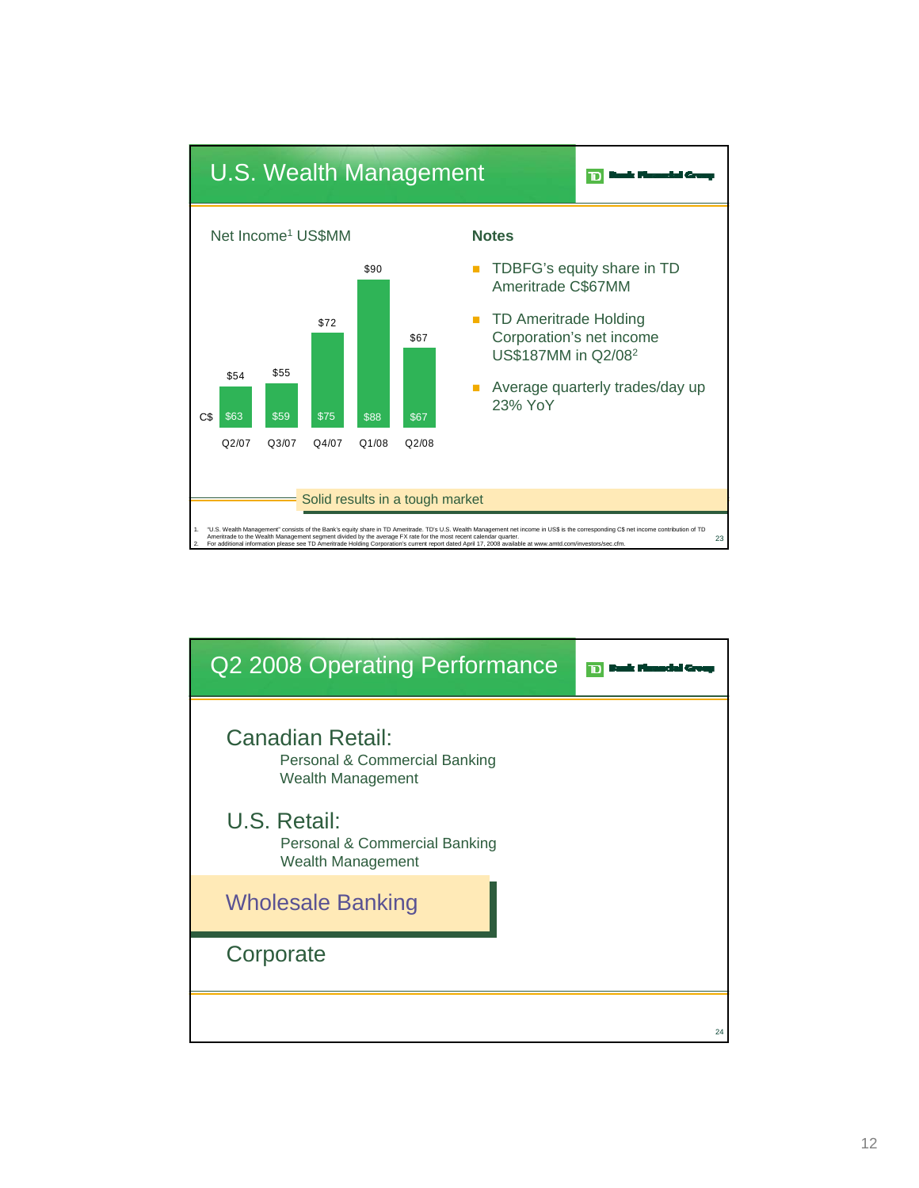# U.S. Wealth Management

TD Bank Financial Group

**Net Income[1] US$MM**

| | Q2/07 | Q3/07 | Q4/07 | Q1/08 | Q2/08 |
|---|---|---|---|---|---|
| US$ | $54 | $55 | $72 | $90 | $67 |
| C$ | $63 | $59 | $75 | $88 | $67 |

**Notes**

- TDBFG's equity share in TD Ameritrade C$67MM
- TD Ameritrade Holding Corporation's net income US$187MM in Q2/08[2]
- Average quarterly trades/day up 23% YoY

Solid results in a tough market

1. "U.S. Wealth Management" consists of the Bank's equity share in TD Ameritrade. TD's U.S. Wealth Management net income in US$ is the corresponding C$ net income contribution of TD Ameritrade to the Wealth Management segment divided by the average FX rate for the most recent calendar quarter.
2. For additional information please see TD Ameritrade Holding Corporation's current report dated April 17, 2008 available at www.amtd.com/investors/sec.cfm.

# Q2 2008 Operating Performance

TD Bank Financial Group

## Canadian Retail:
- Personal & Commercial Banking
- Wealth Management

## U.S. Retail:
- Personal & Commercial Banking
- Wealth Management

## Wholesale Banking

## Corporate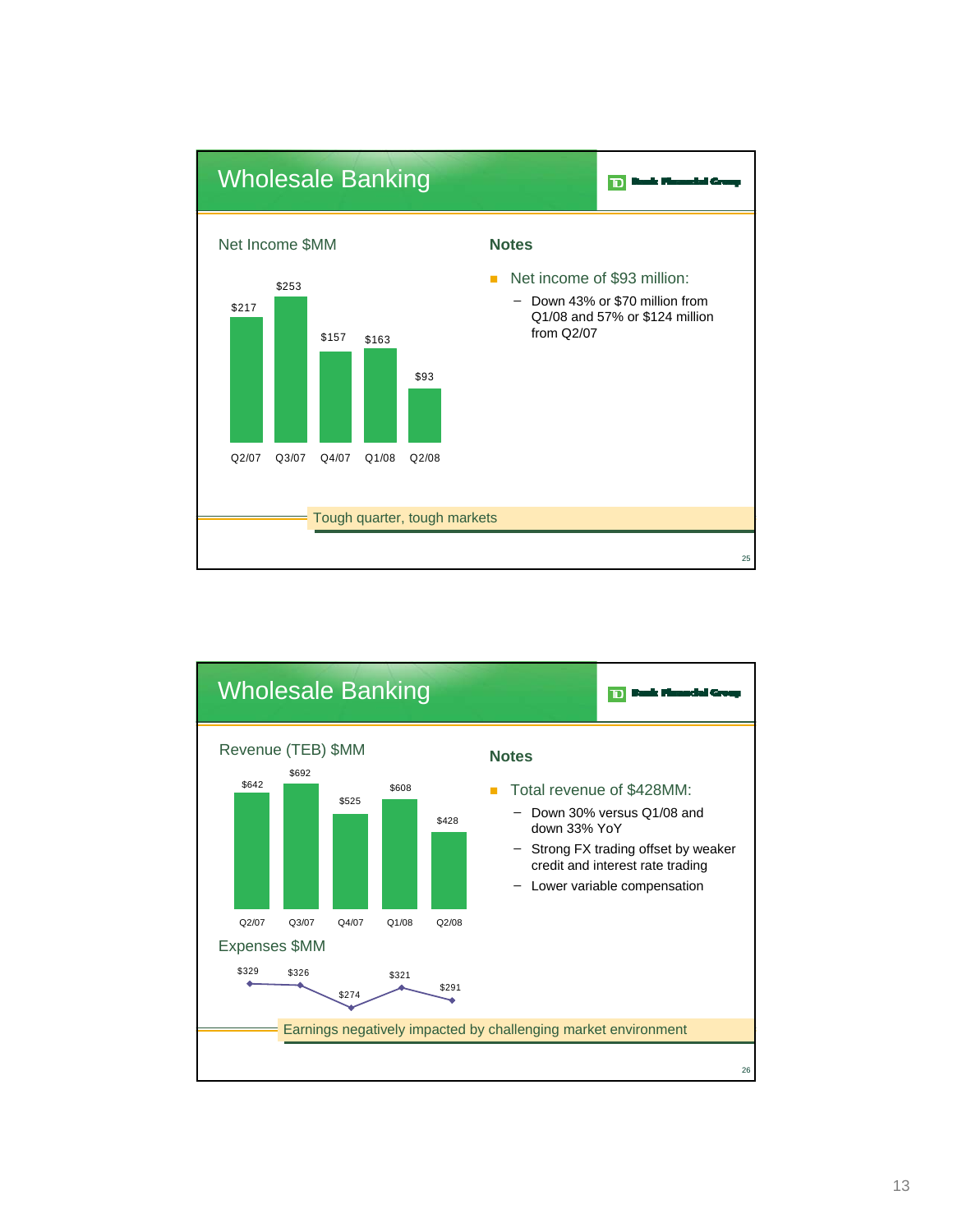## Wholesale Banking

TD Bank Financial Group

**Net Income $MM**

| Q2/07 | Q3/07 | Q4/07 | Q1/08 | Q2/08 |
|---|---|---|---|---|
| $217 | $253 | $157 | $163 | $93 |

**Notes**

- Net income of $93 million:
  - Down 43% or $70 million from Q1/08 and 57% or $124 million from Q2/07

Tough quarter, tough markets

## Wholesale Banking

TD Bank Financial Group

**Revenue (TEB) $MM**

| Q2/07 | Q3/07 | Q4/07 | Q1/08 | Q2/08 |
|---|---|---|---|---|
| $642 | $692 | $525 | $608 | $428 |

**Expenses $MM**

| Q2/07 | Q3/07 | Q4/07 | Q1/08 | Q2/08 |
|---|---|---|---|---|
| $329 | $326 | $274 | $321 | $291 |

**Notes**

- Total revenue of $428MM:
  - Down 30% versus Q1/08 and down 33% YoY
  - Strong FX trading offset by weaker credit and interest rate trading
  - Lower variable compensation

Earnings negatively impacted by challenging market environment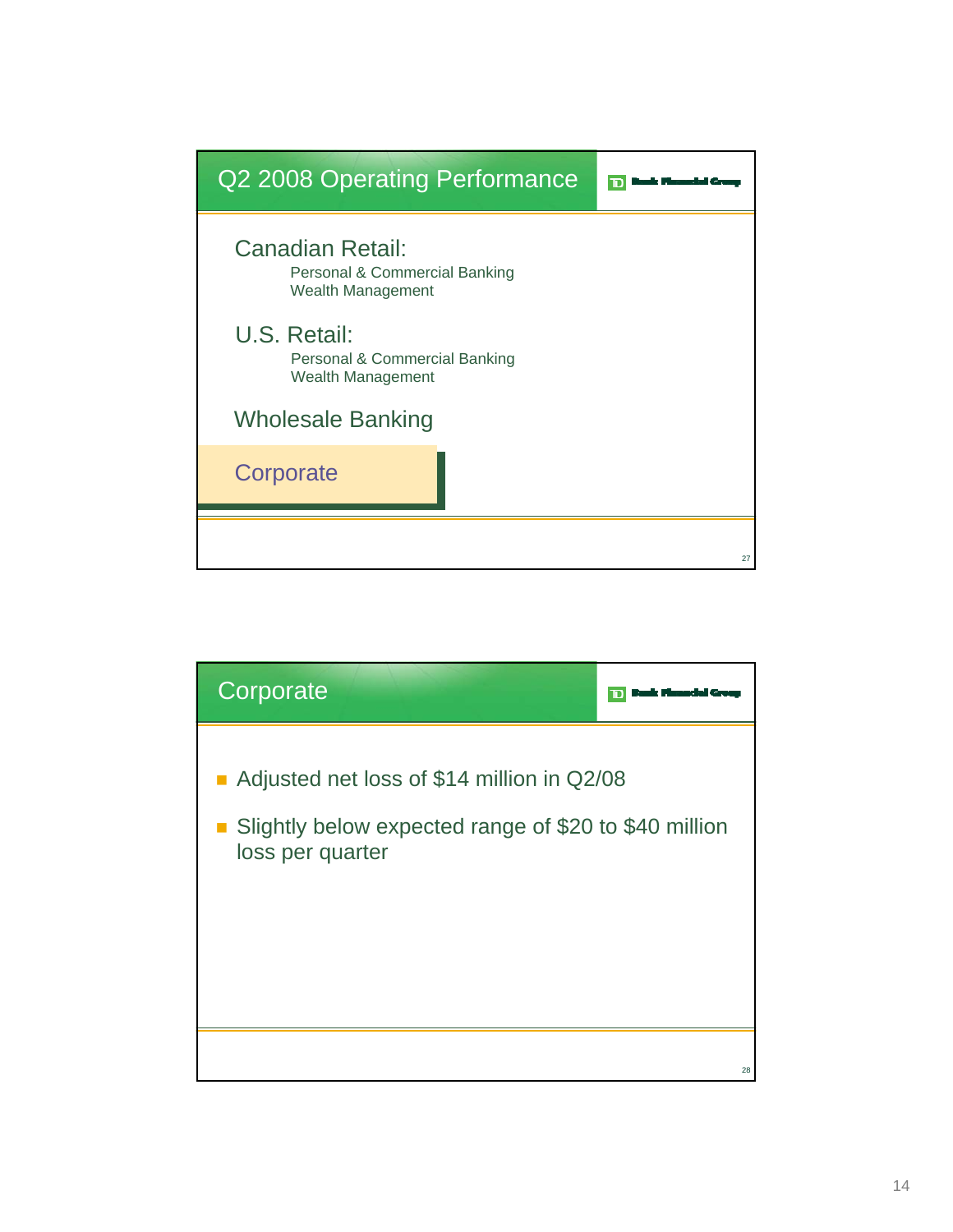## Q2 2008 Operating Performance

TD Bank Financial Group

Canadian Retail:
- Personal & Commercial Banking
- Wealth Management

U.S. Retail:
- Personal & Commercial Banking
- Wealth Management

Wholesale Banking

**Corporate**

## Corporate

TD Bank Financial Group

- Adjusted net loss of $14 million in Q2/08
- Slightly below expected range of $20 to $40 million loss per quarter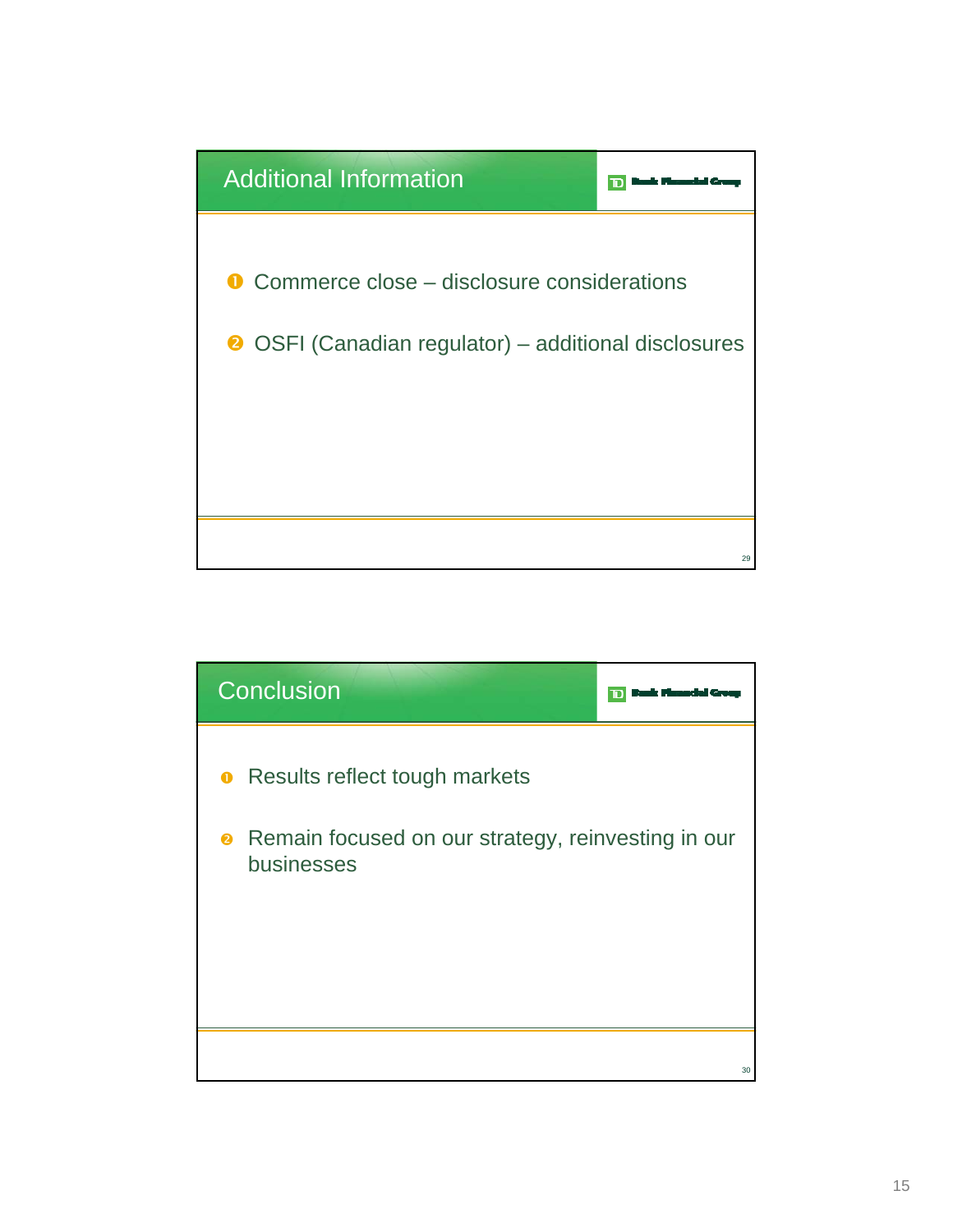## Additional Information

1. Commerce close – disclosure considerations
2. OSFI (Canadian regulator) – additional disclosures

## Conclusion

1. Results reflect tough markets
2. Remain focused on our strategy, reinvesting in our businesses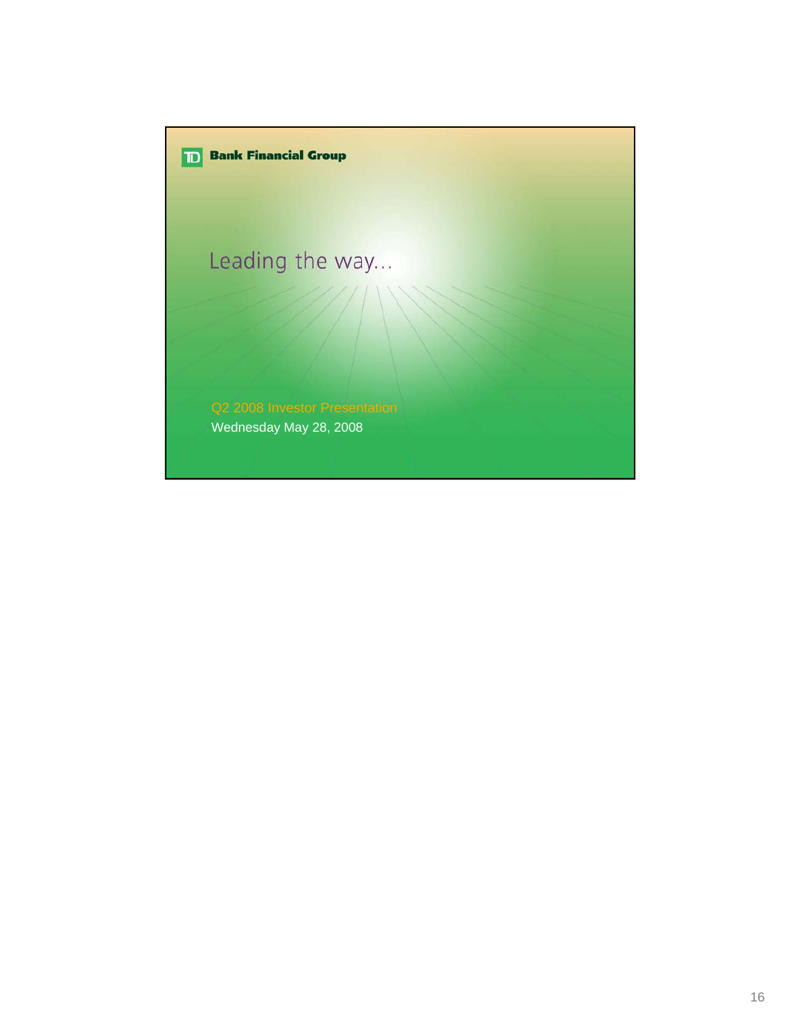TD Bank Financial Group

# Leading the way…

Q2 2008 Investor Presentation

Wednesday May 28, 2008